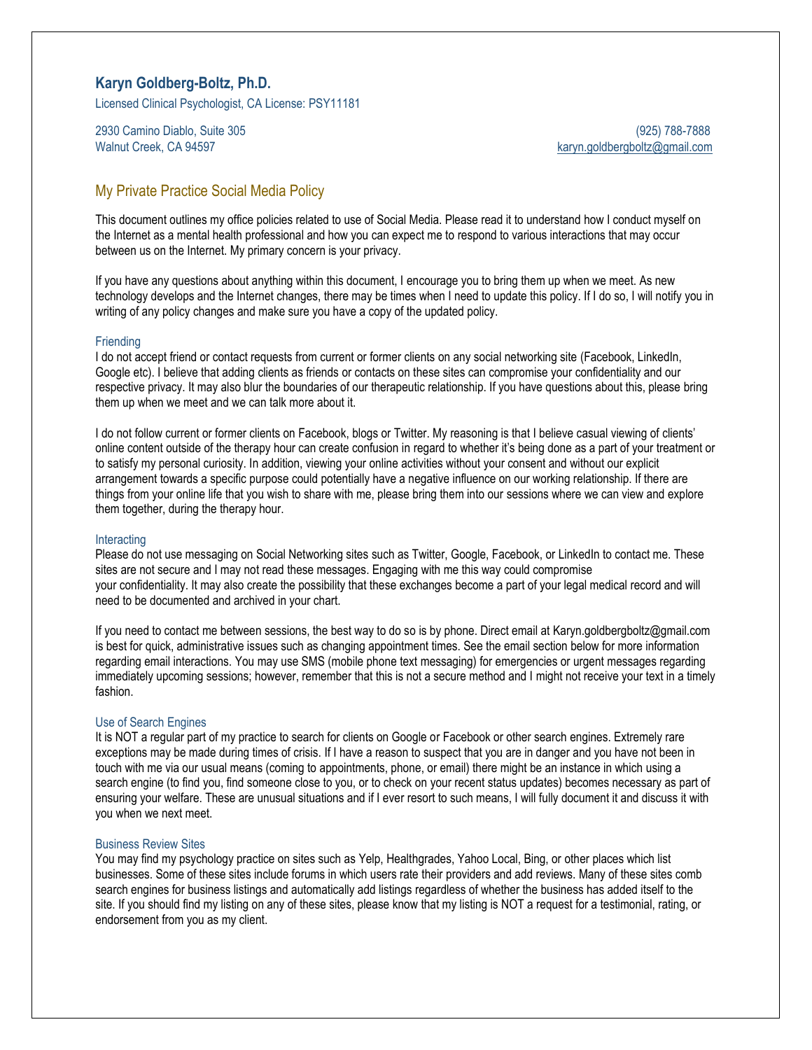## Karyn Goldberg-Boltz, Ph.D.

Licensed Clinical Psychologist, CA License: PSY11181

2930 Camino Diablo, Suite 305
Walnut Creek, CA 94597

(925) 788-7888
karyn.goldbergboltz@gmail.com

# My Private Practice Social Media Policy

This document outlines my office policies related to use of Social Media. Please read it to understand how I conduct myself on the Internet as a mental health professional and how you can expect me to respond to various interactions that may occur between us on the Internet. My primary concern is your privacy.

If you have any questions about anything within this document, I encourage you to bring them up when we meet. As new technology develops and the Internet changes, there may be times when I need to update this policy. If I do so, I will notify you in writing of any policy changes and make sure you have a copy of the updated policy.

### Friending

I do not accept friend or contact requests from current or former clients on any social networking site (Facebook, LinkedIn, Google etc). I believe that adding clients as friends or contacts on these sites can compromise your confidentiality and our respective privacy. It may also blur the boundaries of our therapeutic relationship. If you have questions about this, please bring them up when we meet and we can talk more about it.

I do not follow current or former clients on Facebook, blogs or Twitter. My reasoning is that I believe casual viewing of clients' online content outside of the therapy hour can create confusion in regard to whether it's being done as a part of your treatment or to satisfy my personal curiosity. In addition, viewing your online activities without your consent and without our explicit arrangement towards a specific purpose could potentially have a negative influence on our working relationship. If there are things from your online life that you wish to share with me, please bring them into our sessions where we can view and explore them together, during the therapy hour.

### Interacting

Please do not use messaging on Social Networking sites such as Twitter, Google, Facebook, or LinkedIn to contact me. These sites are not secure and I may not read these messages. Engaging with me this way could compromise your confidentiality. It may also create the possibility that these exchanges become a part of your legal medical record and will need to be documented and archived in your chart.

If you need to contact me between sessions, the best way to do so is by phone. Direct email at Karyn.goldbergboltz@gmail.com is best for quick, administrative issues such as changing appointment times. See the email section below for more information regarding email interactions. You may use SMS (mobile phone text messaging) for emergencies or urgent messages regarding immediately upcoming sessions; however, remember that this is not a secure method and I might not receive your text in a timely fashion.

### Use of Search Engines

It is NOT a regular part of my practice to search for clients on Google or Facebook or other search engines. Extremely rare exceptions may be made during times of crisis. If I have a reason to suspect that you are in danger and you have not been in touch with me via our usual means (coming to appointments, phone, or email) there might be an instance in which using a search engine (to find you, find someone close to you, or to check on your recent status updates) becomes necessary as part of ensuring your welfare. These are unusual situations and if I ever resort to such means, I will fully document it and discuss it with you when we next meet.

### Business Review Sites

You may find my psychology practice on sites such as Yelp, Healthgrades, Yahoo Local, Bing, or other places which list businesses. Some of these sites include forums in which users rate their providers and add reviews. Many of these sites comb search engines for business listings and automatically add listings regardless of whether the business has added itself to the site. If you should find my listing on any of these sites, please know that my listing is NOT a request for a testimonial, rating, or endorsement from you as my client.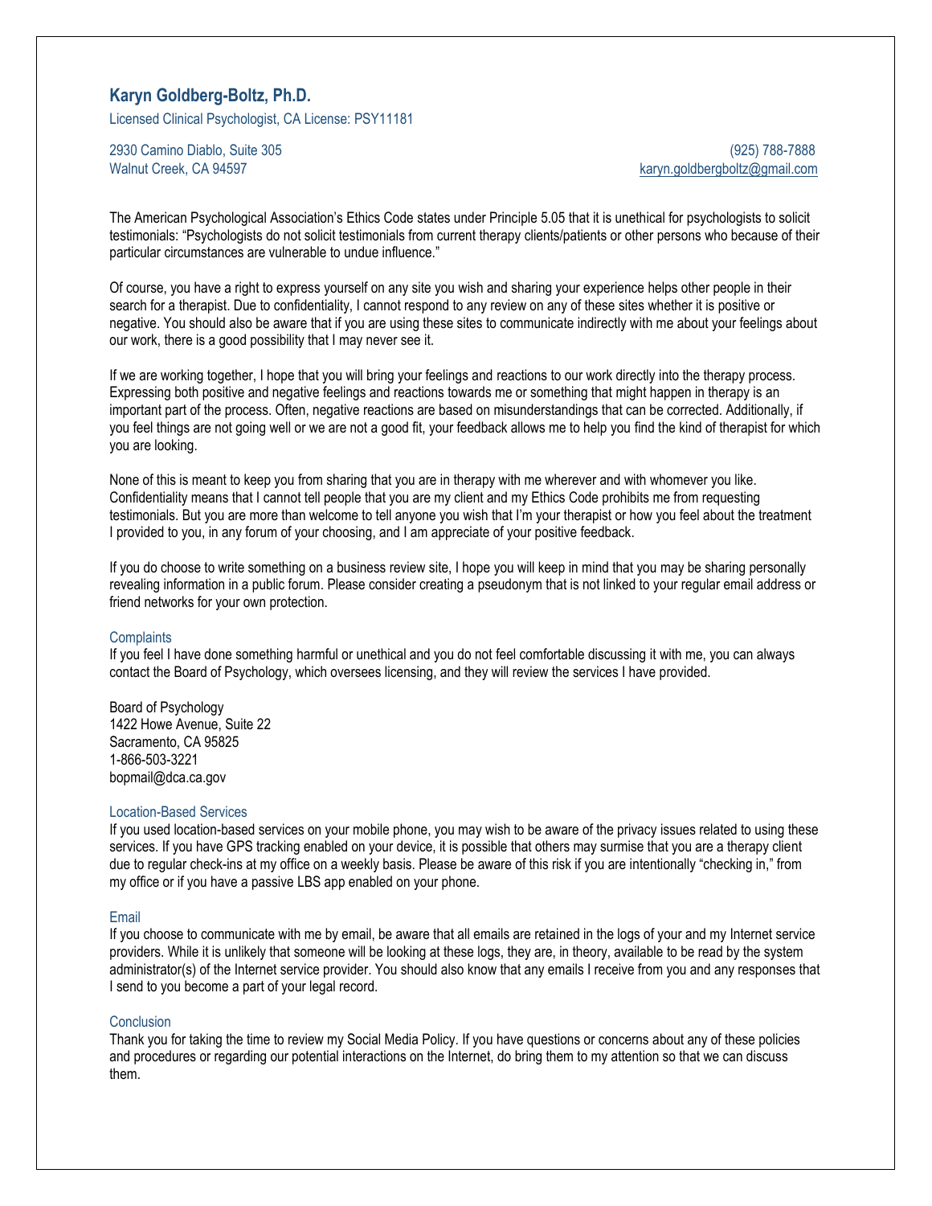**Karyn Goldberg-Boltz, Ph.D.**

Licensed Clinical Psychologist, CA License: PSY11181

2930 Camino Diablo, Suite 305
Walnut Creek, CA 94597

(925) 788-7888
karyn.goldbergboltz@gmail.com

The American Psychological Association's Ethics Code states under Principle 5.05 that it is unethical for psychologists to solicit testimonials: "Psychologists do not solicit testimonials from current therapy clients/patients or other persons who because of their particular circumstances are vulnerable to undue influence."

Of course, you have a right to express yourself on any site you wish and sharing your experience helps other people in their search for a therapist. Due to confidentiality, I cannot respond to any review on any of these sites whether it is positive or negative. You should also be aware that if you are using these sites to communicate indirectly with me about your feelings about our work, there is a good possibility that I may never see it.

If we are working together, I hope that you will bring your feelings and reactions to our work directly into the therapy process. Expressing both positive and negative feelings and reactions towards me or something that might happen in therapy is an important part of the process. Often, negative reactions are based on misunderstandings that can be corrected. Additionally, if you feel things are not going well or we are not a good fit, your feedback allows me to help you find the kind of therapist for which you are looking.

None of this is meant to keep you from sharing that you are in therapy with me wherever and with whomever you like. Confidentiality means that I cannot tell people that you are my client and my Ethics Code prohibits me from requesting testimonials. But you are more than welcome to tell anyone you wish that I'm your therapist or how you feel about the treatment I provided to you, in any forum of your choosing, and I am appreciate of your positive feedback.

If you do choose to write something on a business review site, I hope you will keep in mind that you may be sharing personally revealing information in a public forum. Please consider creating a pseudonym that is not linked to your regular email address or friend networks for your own protection.

### Complaints

If you feel I have done something harmful or unethical and you do not feel comfortable discussing it with me, you can always contact the Board of Psychology, which oversees licensing, and they will review the services I have provided.

Board of Psychology
1422 Howe Avenue, Suite 22
Sacramento, CA 95825
1-866-503-3221
bopmail@dca.ca.gov

### Location-Based Services

If you used location-based services on your mobile phone, you may wish to be aware of the privacy issues related to using these services. If you have GPS tracking enabled on your device, it is possible that others may surmise that you are a therapy client due to regular check-ins at my office on a weekly basis. Please be aware of this risk if you are intentionally "checking in," from my office or if you have a passive LBS app enabled on your phone.

### Email

If you choose to communicate with me by email, be aware that all emails are retained in the logs of your and my Internet service providers. While it is unlikely that someone will be looking at these logs, they are, in theory, available to be read by the system administrator(s) of the Internet service provider. You should also know that any emails I receive from you and any responses that I send to you become a part of your legal record.

### Conclusion

Thank you for taking the time to review my Social Media Policy. If you have questions or concerns about any of these policies and procedures or regarding our potential interactions on the Internet, do bring them to my attention so that we can discuss them.